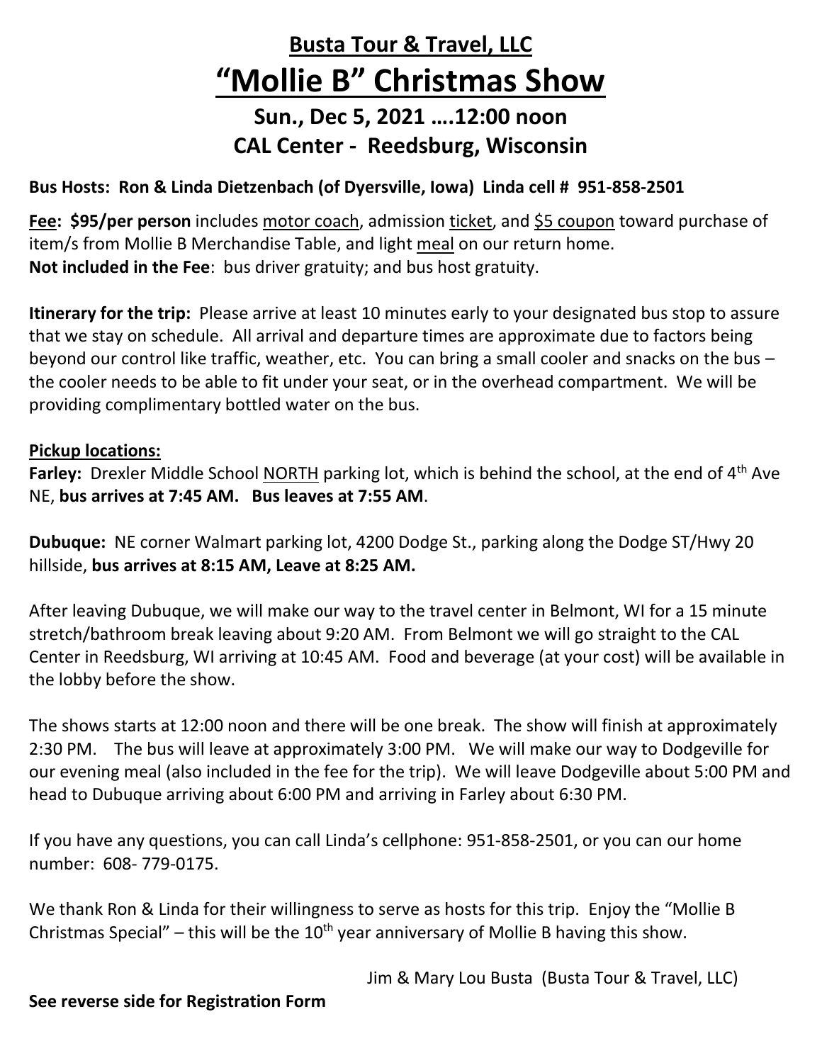# Busta Tour & Travel, LLC

# "Mollie B" Christmas Show

## Sun., Dec 5, 2021 ….12:00 noon

## CAL Center - Reedsburg, Wisconsin

**Bus Hosts: Ron & Linda Dietzenbach (of Dyersville, Iowa) Linda cell # 951-858-2501**

**Fee: $95/per person** includes motor coach, admission ticket, and $5 coupon toward purchase of item/s from Mollie B Merchandise Table, and light meal on our return home.
**Not included in the Fee**: bus driver gratuity; and bus host gratuity.

**Itinerary for the trip:** Please arrive at least 10 minutes early to your designated bus stop to assure that we stay on schedule. All arrival and departure times are approximate due to factors being beyond our control like traffic, weather, etc. You can bring a small cooler and snacks on the bus – the cooler needs to be able to fit under your seat, or in the overhead compartment. We will be providing complimentary bottled water on the bus.

**Pickup locations:**

**Farley:** Drexler Middle School NORTH parking lot, which is behind the school, at the end of 4th Ave NE, **bus arrives at 7:45 AM. Bus leaves at 7:55 AM**.

**Dubuque:** NE corner Walmart parking lot, 4200 Dodge St., parking along the Dodge ST/Hwy 20 hillside, **bus arrives at 8:15 AM, Leave at 8:25 AM.**

After leaving Dubuque, we will make our way to the travel center in Belmont, WI for a 15 minute stretch/bathroom break leaving about 9:20 AM. From Belmont we will go straight to the CAL Center in Reedsburg, WI arriving at 10:45 AM. Food and beverage (at your cost) will be available in the lobby before the show.

The shows starts at 12:00 noon and there will be one break. The show will finish at approximately 2:30 PM. The bus will leave at approximately 3:00 PM. We will make our way to Dodgeville for our evening meal (also included in the fee for the trip). We will leave Dodgeville about 5:00 PM and head to Dubuque arriving about 6:00 PM and arriving in Farley about 6:30 PM.

If you have any questions, you can call Linda's cellphone: 951-858-2501, or you can our home number: 608- 779-0175.

We thank Ron & Linda for their willingness to serve as hosts for this trip. Enjoy the "Mollie B Christmas Special" – this will be the 10th year anniversary of Mollie B having this show.

Jim & Mary Lou Busta (Busta Tour & Travel, LLC)

**See reverse side for Registration Form**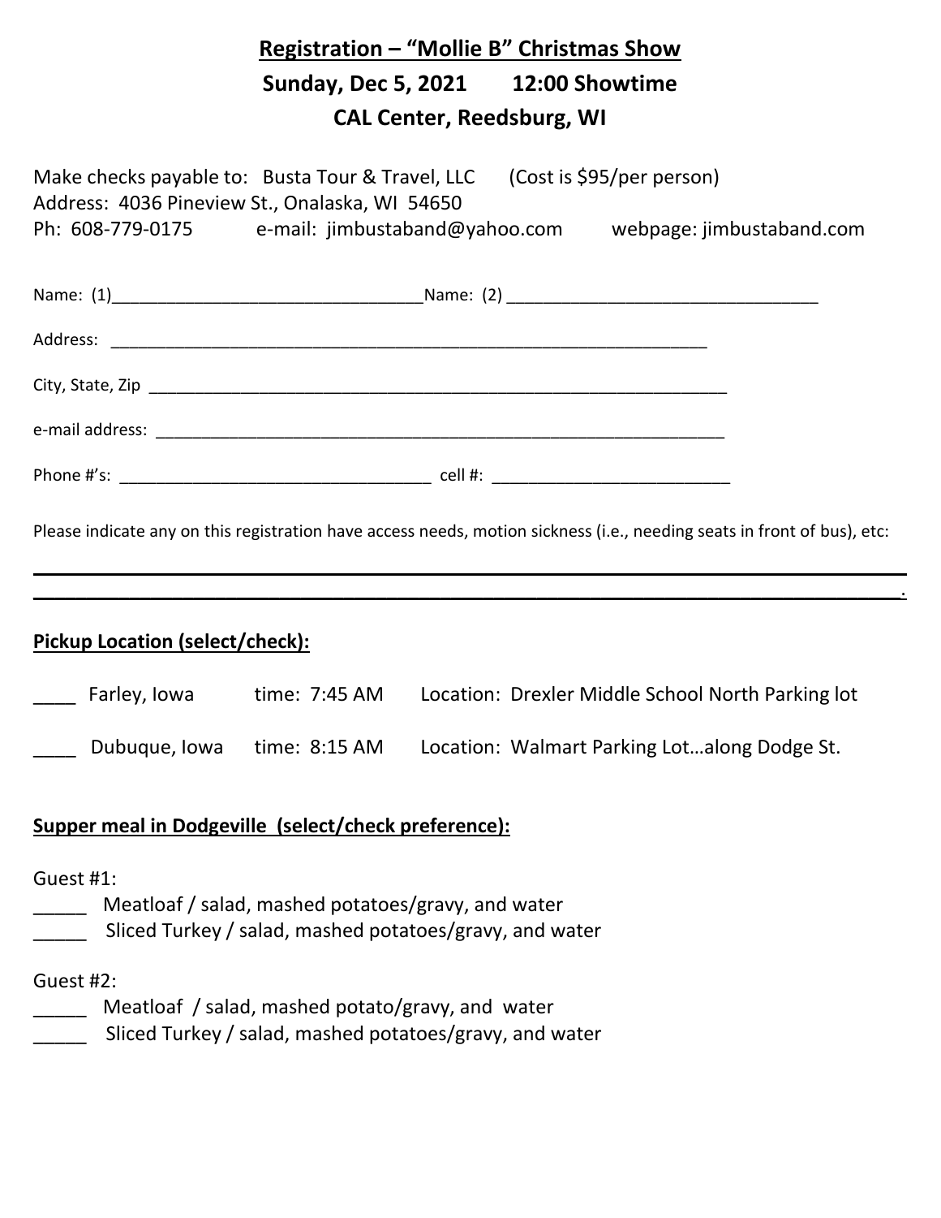**Registration – "Mollie B" Christmas Show**

**Sunday, Dec 5, 2021    12:00 Showtime**

**CAL Center, Reedsburg, WI**

Make checks payable to: Busta Tour & Travel, LLC  (Cost is $95/per person)
Address: 4036 Pineview St., Onalaska, WI 54650
Ph: 608-779-0175  e-mail: jimbustaband@yahoo.com  webpage: jimbustaband.com

Name: (1)__________________________________Name: (2) __________________________________

Address: ___________________________________________________________________

City, State, Zip ______________________________________________________________

e-mail address: ______________________________________________________________

Phone #'s: __________________________________ cell #: __________________________

Please indicate any on this registration have access needs, motion sickness (i.e., needing seats in front of bus), etc:

________________________________________________________________________________

________________________________________________________________________________.

**Pickup Location (select/check):**

____ Farley, Iowa  time: 7:45 AM  Location: Drexler Middle School North Parking lot

____ Dubuque, Iowa  time: 8:15 AM  Location: Walmart Parking Lot…along Dodge St.

**Supper meal in Dodgeville (select/check preference):**

Guest #1:

_____ Meatloaf / salad, mashed potatoes/gravy, and water
_____ Sliced Turkey / salad, mashed potatoes/gravy, and water

Guest #2:

_____ Meatloaf / salad, mashed potato/gravy, and water
_____ Sliced Turkey / salad, mashed potatoes/gravy, and water